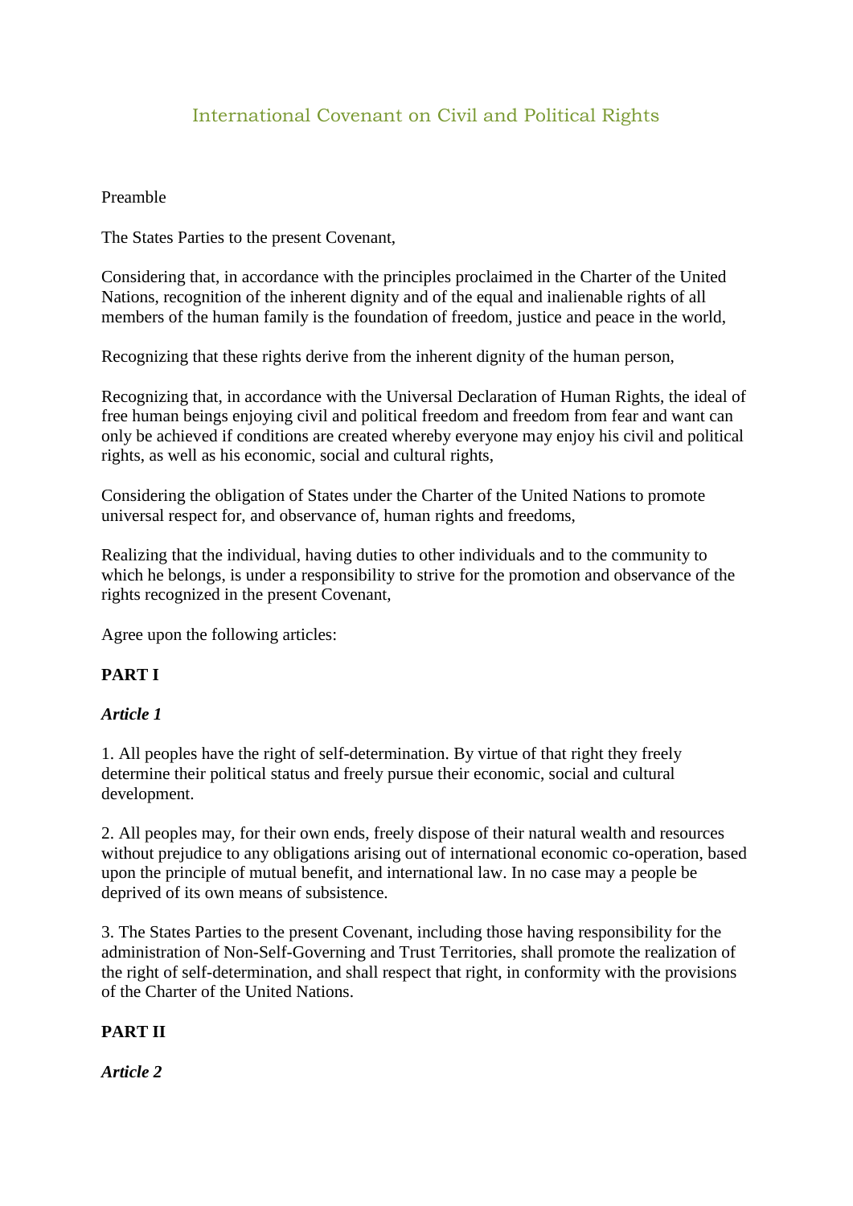# International Covenant on Civil and Political Rights

Preamble

The States Parties to the present Covenant,

Considering that, in accordance with the principles proclaimed in the Charter of the United Nations, recognition of the inherent dignity and of the equal and inalienable rights of all members of the human family is the foundation of freedom, justice and peace in the world,

Recognizing that these rights derive from the inherent dignity of the human person,

Recognizing that, in accordance with the Universal Declaration of Human Rights, the ideal of free human beings enjoying civil and political freedom and freedom from fear and want can only be achieved if conditions are created whereby everyone may enjoy his civil and political rights, as well as his economic, social and cultural rights,

Considering the obligation of States under the Charter of the United Nations to promote universal respect for, and observance of, human rights and freedoms,

Realizing that the individual, having duties to other individuals and to the community to which he belongs, is under a responsibility to strive for the promotion and observance of the rights recognized in the present Covenant,

Agree upon the following articles:

## PART I

### *Article 1*

1. All peoples have the right of self-determination. By virtue of that right they freely determine their political status and freely pursue their economic, social and cultural development.

2. All peoples may, for their own ends, freely dispose of their natural wealth and resources without prejudice to any obligations arising out of international economic co-operation, based upon the principle of mutual benefit, and international law. In no case may a people be deprived of its own means of subsistence.

3. The States Parties to the present Covenant, including those having responsibility for the administration of Non-Self-Governing and Trust Territories, shall promote the realization of the right of self-determination, and shall respect that right, in conformity with the provisions of the Charter of the United Nations.

## PART II

### *Article 2*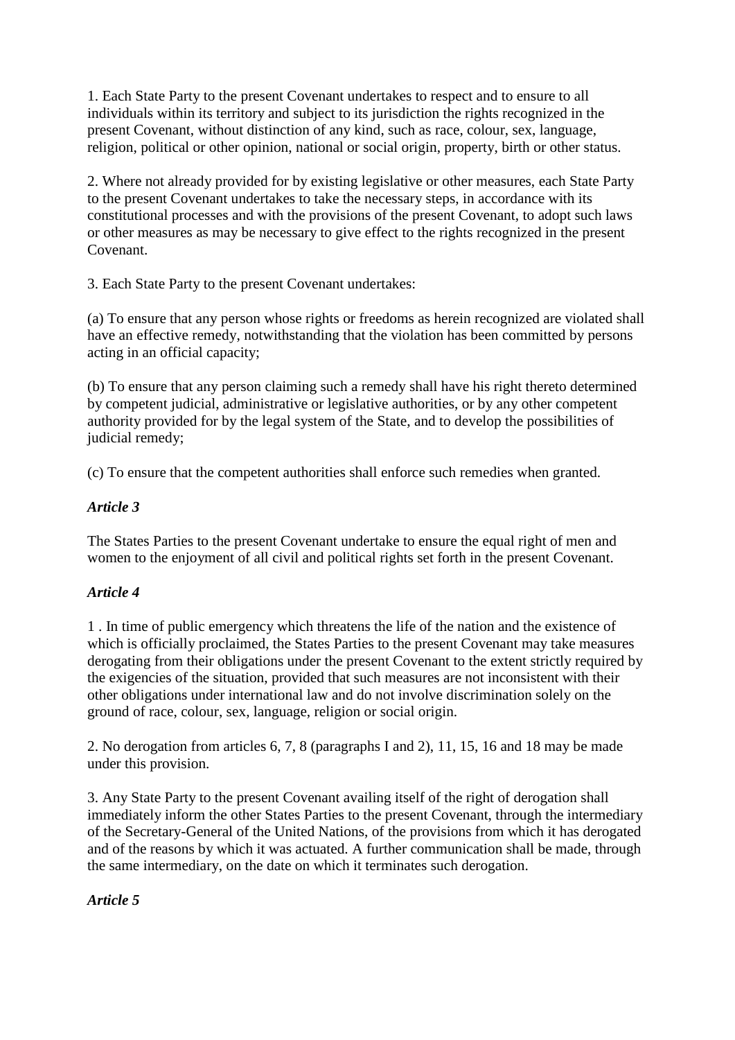1. Each State Party to the present Covenant undertakes to respect and to ensure to all individuals within its territory and subject to its jurisdiction the rights recognized in the present Covenant, without distinction of any kind, such as race, colour, sex, language, religion, political or other opinion, national or social origin, property, birth or other status.

2. Where not already provided for by existing legislative or other measures, each State Party to the present Covenant undertakes to take the necessary steps, in accordance with its constitutional processes and with the provisions of the present Covenant, to adopt such laws or other measures as may be necessary to give effect to the rights recognized in the present Covenant.

3. Each State Party to the present Covenant undertakes:

(a) To ensure that any person whose rights or freedoms as herein recognized are violated shall have an effective remedy, notwithstanding that the violation has been committed by persons acting in an official capacity;

(b) To ensure that any person claiming such a remedy shall have his right thereto determined by competent judicial, administrative or legislative authorities, or by any other competent authority provided for by the legal system of the State, and to develop the possibilities of judicial remedy;

(c) To ensure that the competent authorities shall enforce such remedies when granted.

### *Article 3*

The States Parties to the present Covenant undertake to ensure the equal right of men and women to the enjoyment of all civil and political rights set forth in the present Covenant.

### *Article 4*

1 . In time of public emergency which threatens the life of the nation and the existence of which is officially proclaimed, the States Parties to the present Covenant may take measures derogating from their obligations under the present Covenant to the extent strictly required by the exigencies of the situation, provided that such measures are not inconsistent with their other obligations under international law and do not involve discrimination solely on the ground of race, colour, sex, language, religion or social origin.

2. No derogation from articles 6, 7, 8 (paragraphs I and 2), 11, 15, 16 and 18 may be made under this provision.

3. Any State Party to the present Covenant availing itself of the right of derogation shall immediately inform the other States Parties to the present Covenant, through the intermediary of the Secretary-General of the United Nations, of the provisions from which it has derogated and of the reasons by which it was actuated. A further communication shall be made, through the same intermediary, on the date on which it terminates such derogation.

### *Article 5*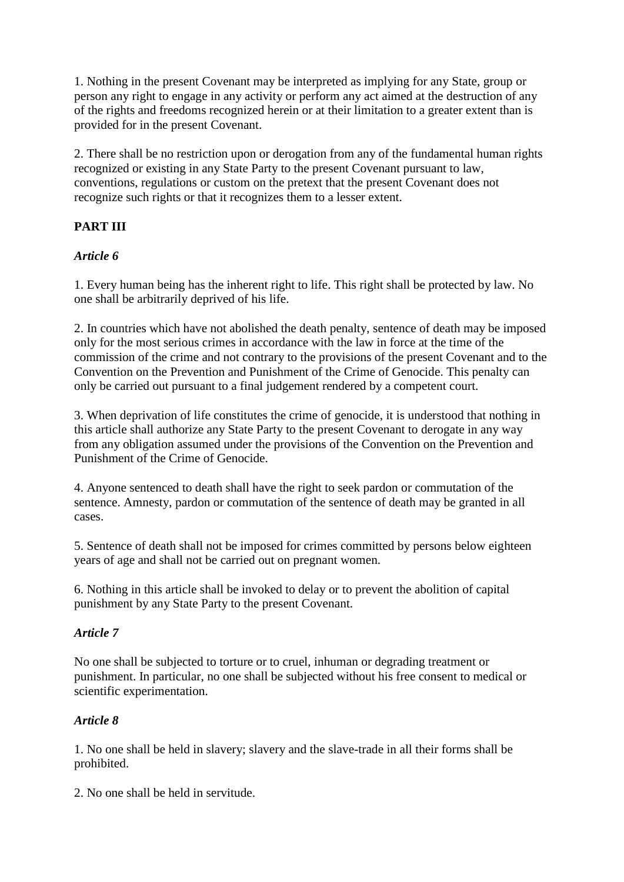1. Nothing in the present Covenant may be interpreted as implying for any State, group or person any right to engage in any activity or perform any act aimed at the destruction of any of the rights and freedoms recognized herein or at their limitation to a greater extent than is provided for in the present Covenant.

2. There shall be no restriction upon or derogation from any of the fundamental human rights recognized or existing in any State Party to the present Covenant pursuant to law, conventions, regulations or custom on the pretext that the present Covenant does not recognize such rights or that it recognizes them to a lesser extent.

## PART III

### *Article 6*

1. Every human being has the inherent right to life. This right shall be protected by law. No one shall be arbitrarily deprived of his life.

2. In countries which have not abolished the death penalty, sentence of death may be imposed only for the most serious crimes in accordance with the law in force at the time of the commission of the crime and not contrary to the provisions of the present Covenant and to the Convention on the Prevention and Punishment of the Crime of Genocide. This penalty can only be carried out pursuant to a final judgement rendered by a competent court.

3. When deprivation of life constitutes the crime of genocide, it is understood that nothing in this article shall authorize any State Party to the present Covenant to derogate in any way from any obligation assumed under the provisions of the Convention on the Prevention and Punishment of the Crime of Genocide.

4. Anyone sentenced to death shall have the right to seek pardon or commutation of the sentence. Amnesty, pardon or commutation of the sentence of death may be granted in all cases.

5. Sentence of death shall not be imposed for crimes committed by persons below eighteen years of age and shall not be carried out on pregnant women.

6. Nothing in this article shall be invoked to delay or to prevent the abolition of capital punishment by any State Party to the present Covenant.

### *Article 7*

No one shall be subjected to torture or to cruel, inhuman or degrading treatment or punishment. In particular, no one shall be subjected without his free consent to medical or scientific experimentation.

### *Article 8*

1. No one shall be held in slavery; slavery and the slave-trade in all their forms shall be prohibited.

2. No one shall be held in servitude.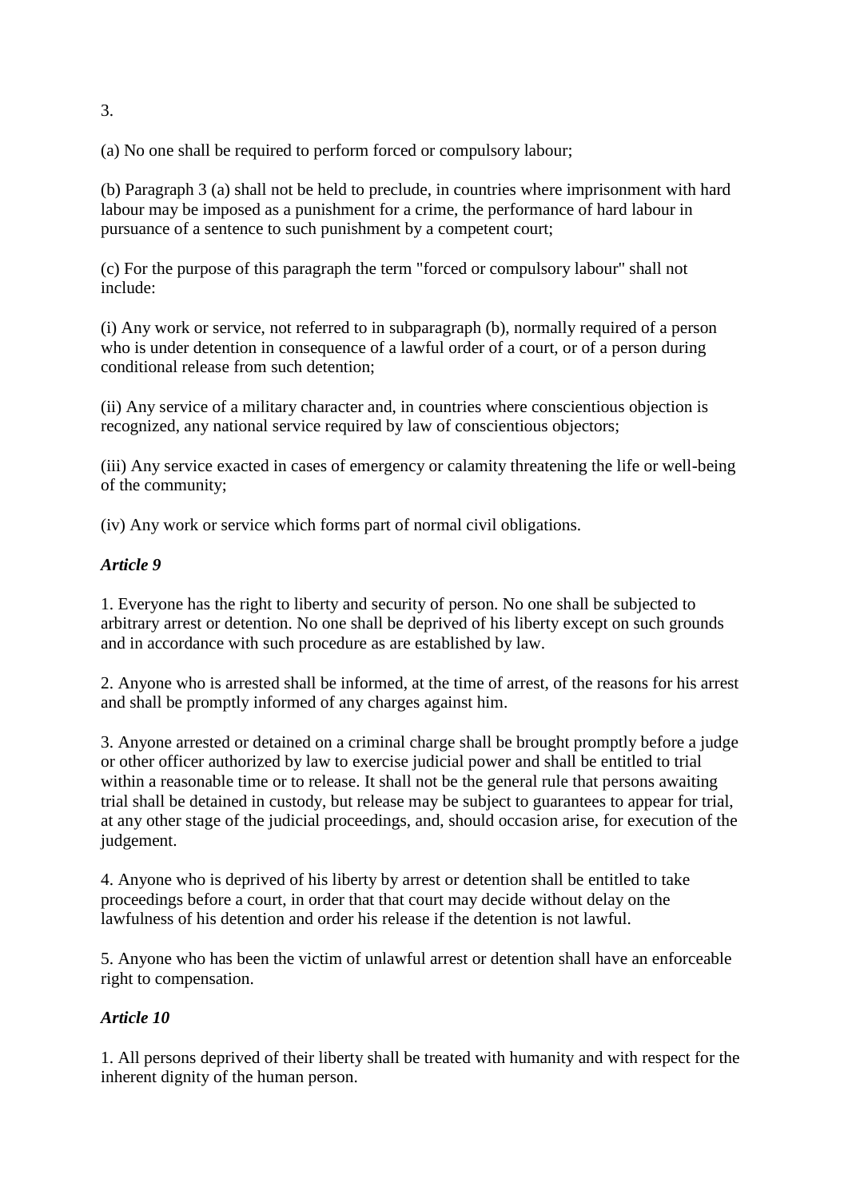3.

(a) No one shall be required to perform forced or compulsory labour;

(b) Paragraph 3 (a) shall not be held to preclude, in countries where imprisonment with hard labour may be imposed as a punishment for a crime, the performance of hard labour in pursuance of a sentence to such punishment by a competent court;

(c) For the purpose of this paragraph the term "forced or compulsory labour" shall not include:

(i) Any work or service, not referred to in subparagraph (b), normally required of a person who is under detention in consequence of a lawful order of a court, or of a person during conditional release from such detention;

(ii) Any service of a military character and, in countries where conscientious objection is recognized, any national service required by law of conscientious objectors;

(iii) Any service exacted in cases of emergency or calamity threatening the life or well-being of the community;

(iv) Any work or service which forms part of normal civil obligations.

### *Article 9*

1. Everyone has the right to liberty and security of person. No one shall be subjected to arbitrary arrest or detention. No one shall be deprived of his liberty except on such grounds and in accordance with such procedure as are established by law.

2. Anyone who is arrested shall be informed, at the time of arrest, of the reasons for his arrest and shall be promptly informed of any charges against him.

3. Anyone arrested or detained on a criminal charge shall be brought promptly before a judge or other officer authorized by law to exercise judicial power and shall be entitled to trial within a reasonable time or to release. It shall not be the general rule that persons awaiting trial shall be detained in custody, but release may be subject to guarantees to appear for trial, at any other stage of the judicial proceedings, and, should occasion arise, for execution of the judgement.

4. Anyone who is deprived of his liberty by arrest or detention shall be entitled to take proceedings before a court, in order that that court may decide without delay on the lawfulness of his detention and order his release if the detention is not lawful.

5. Anyone who has been the victim of unlawful arrest or detention shall have an enforceable right to compensation.

### *Article 10*

1. All persons deprived of their liberty shall be treated with humanity and with respect for the inherent dignity of the human person.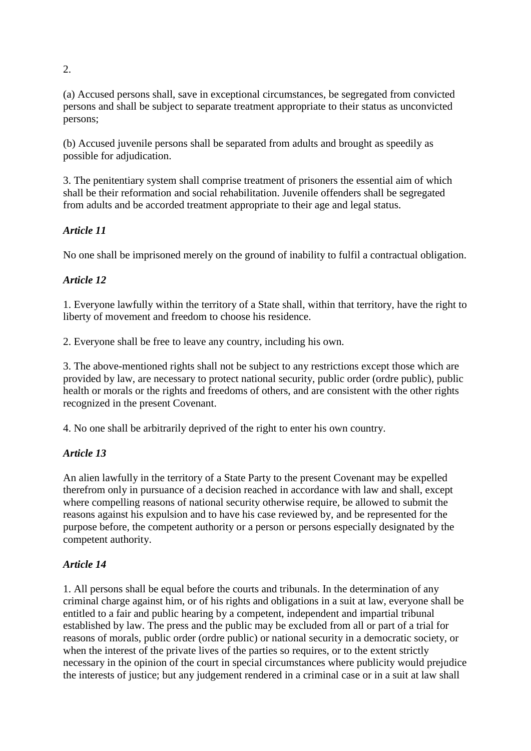2.

(a) Accused persons shall, save in exceptional circumstances, be segregated from convicted persons and shall be subject to separate treatment appropriate to their status as unconvicted persons;

(b) Accused juvenile persons shall be separated from adults and brought as speedily as possible for adjudication.

3. The penitentiary system shall comprise treatment of prisoners the essential aim of which shall be their reformation and social rehabilitation. Juvenile offenders shall be segregated from adults and be accorded treatment appropriate to their age and legal status.

### *Article 11*

No one shall be imprisoned merely on the ground of inability to fulfil a contractual obligation.

### *Article 12*

1. Everyone lawfully within the territory of a State shall, within that territory, have the right to liberty of movement and freedom to choose his residence.

2. Everyone shall be free to leave any country, including his own.

3. The above-mentioned rights shall not be subject to any restrictions except those which are provided by law, are necessary to protect national security, public order (ordre public), public health or morals or the rights and freedoms of others, and are consistent with the other rights recognized in the present Covenant.

4. No one shall be arbitrarily deprived of the right to enter his own country.

### *Article 13*

An alien lawfully in the territory of a State Party to the present Covenant may be expelled therefrom only in pursuance of a decision reached in accordance with law and shall, except where compelling reasons of national security otherwise require, be allowed to submit the reasons against his expulsion and to have his case reviewed by, and be represented for the purpose before, the competent authority or a person or persons especially designated by the competent authority.

### *Article 14*

1. All persons shall be equal before the courts and tribunals. In the determination of any criminal charge against him, or of his rights and obligations in a suit at law, everyone shall be entitled to a fair and public hearing by a competent, independent and impartial tribunal established by law. The press and the public may be excluded from all or part of a trial for reasons of morals, public order (ordre public) or national security in a democratic society, or when the interest of the private lives of the parties so requires, or to the extent strictly necessary in the opinion of the court in special circumstances where publicity would prejudice the interests of justice; but any judgement rendered in a criminal case or in a suit at law shall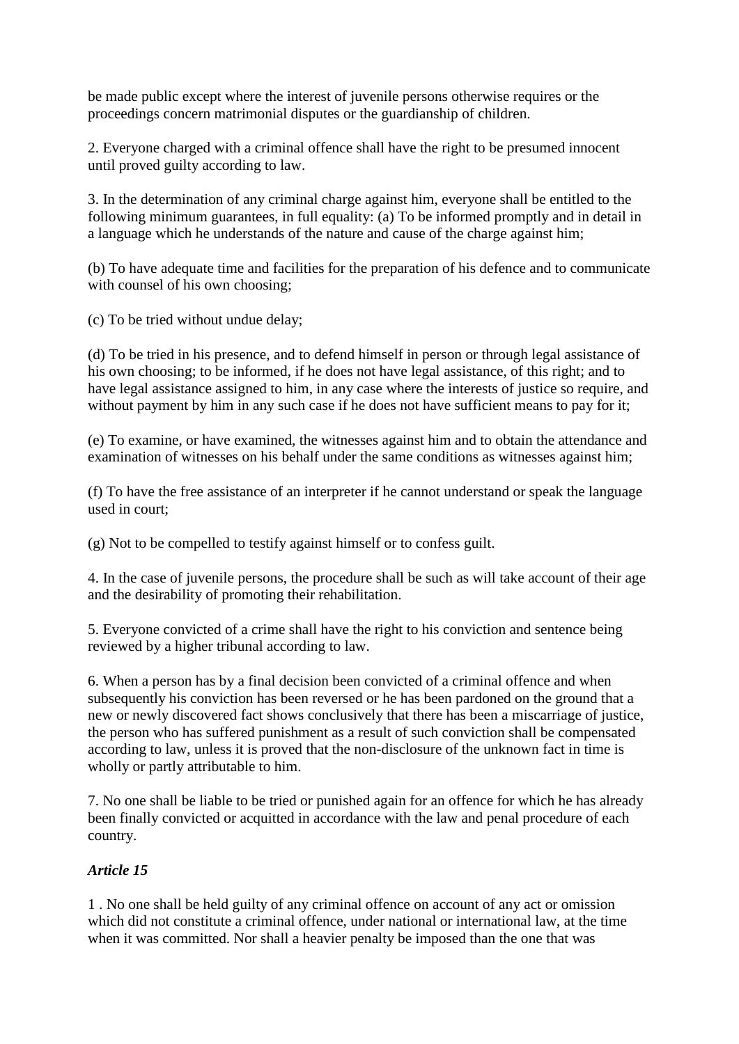be made public except where the interest of juvenile persons otherwise requires or the proceedings concern matrimonial disputes or the guardianship of children.

2. Everyone charged with a criminal offence shall have the right to be presumed innocent until proved guilty according to law.

3. In the determination of any criminal charge against him, everyone shall be entitled to the following minimum guarantees, in full equality: (a) To be informed promptly and in detail in a language which he understands of the nature and cause of the charge against him;

(b) To have adequate time and facilities for the preparation of his defence and to communicate with counsel of his own choosing;

(c) To be tried without undue delay;

(d) To be tried in his presence, and to defend himself in person or through legal assistance of his own choosing; to be informed, if he does not have legal assistance, of this right; and to have legal assistance assigned to him, in any case where the interests of justice so require, and without payment by him in any such case if he does not have sufficient means to pay for it;

(e) To examine, or have examined, the witnesses against him and to obtain the attendance and examination of witnesses on his behalf under the same conditions as witnesses against him;

(f) To have the free assistance of an interpreter if he cannot understand or speak the language used in court;

(g) Not to be compelled to testify against himself or to confess guilt.

4. In the case of juvenile persons, the procedure shall be such as will take account of their age and the desirability of promoting their rehabilitation.

5. Everyone convicted of a crime shall have the right to his conviction and sentence being reviewed by a higher tribunal according to law.

6. When a person has by a final decision been convicted of a criminal offence and when subsequently his conviction has been reversed or he has been pardoned on the ground that a new or newly discovered fact shows conclusively that there has been a miscarriage of justice, the person who has suffered punishment as a result of such conviction shall be compensated according to law, unless it is proved that the non-disclosure of the unknown fact in time is wholly or partly attributable to him.

7. No one shall be liable to be tried or punished again for an offence for which he has already been finally convicted or acquitted in accordance with the law and penal procedure of each country.

### *Article 15*

1 . No one shall be held guilty of any criminal offence on account of any act or omission which did not constitute a criminal offence, under national or international law, at the time when it was committed. Nor shall a heavier penalty be imposed than the one that was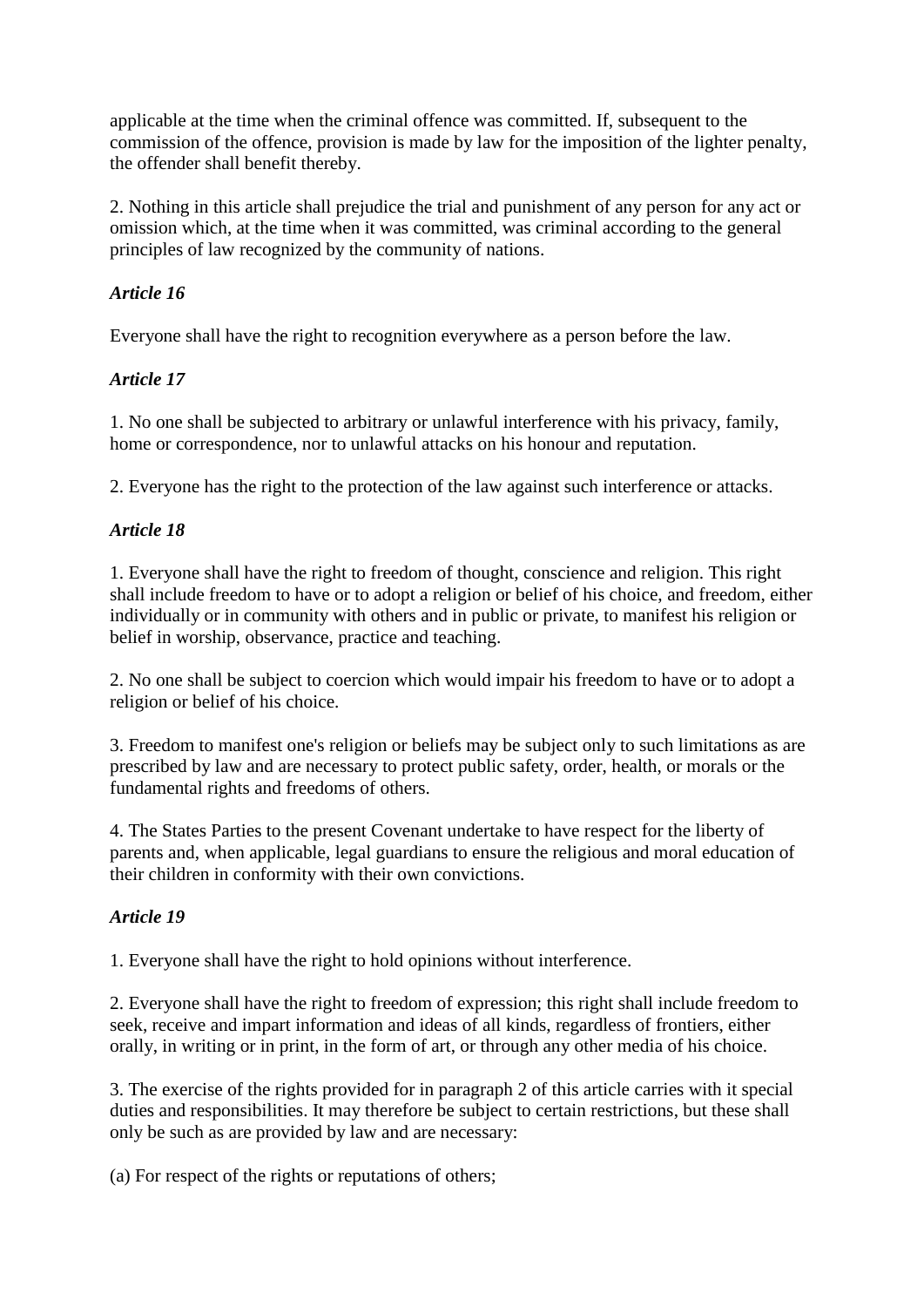applicable at the time when the criminal offence was committed. If, subsequent to the commission of the offence, provision is made by law for the imposition of the lighter penalty, the offender shall benefit thereby.

2. Nothing in this article shall prejudice the trial and punishment of any person for any act or omission which, at the time when it was committed, was criminal according to the general principles of law recognized by the community of nations.

### *Article 16*

Everyone shall have the right to recognition everywhere as a person before the law.

### *Article 17*

1. No one shall be subjected to arbitrary or unlawful interference with his privacy, family, home or correspondence, nor to unlawful attacks on his honour and reputation.

2. Everyone has the right to the protection of the law against such interference or attacks.

### *Article 18*

1. Everyone shall have the right to freedom of thought, conscience and religion. This right shall include freedom to have or to adopt a religion or belief of his choice, and freedom, either individually or in community with others and in public or private, to manifest his religion or belief in worship, observance, practice and teaching.

2. No one shall be subject to coercion which would impair his freedom to have or to adopt a religion or belief of his choice.

3. Freedom to manifest one's religion or beliefs may be subject only to such limitations as are prescribed by law and are necessary to protect public safety, order, health, or morals or the fundamental rights and freedoms of others.

4. The States Parties to the present Covenant undertake to have respect for the liberty of parents and, when applicable, legal guardians to ensure the religious and moral education of their children in conformity with their own convictions.

### *Article 19*

1. Everyone shall have the right to hold opinions without interference.

2. Everyone shall have the right to freedom of expression; this right shall include freedom to seek, receive and impart information and ideas of all kinds, regardless of frontiers, either orally, in writing or in print, in the form of art, or through any other media of his choice.

3. The exercise of the rights provided for in paragraph 2 of this article carries with it special duties and responsibilities. It may therefore be subject to certain restrictions, but these shall only be such as are provided by law and are necessary:

(a) For respect of the rights or reputations of others;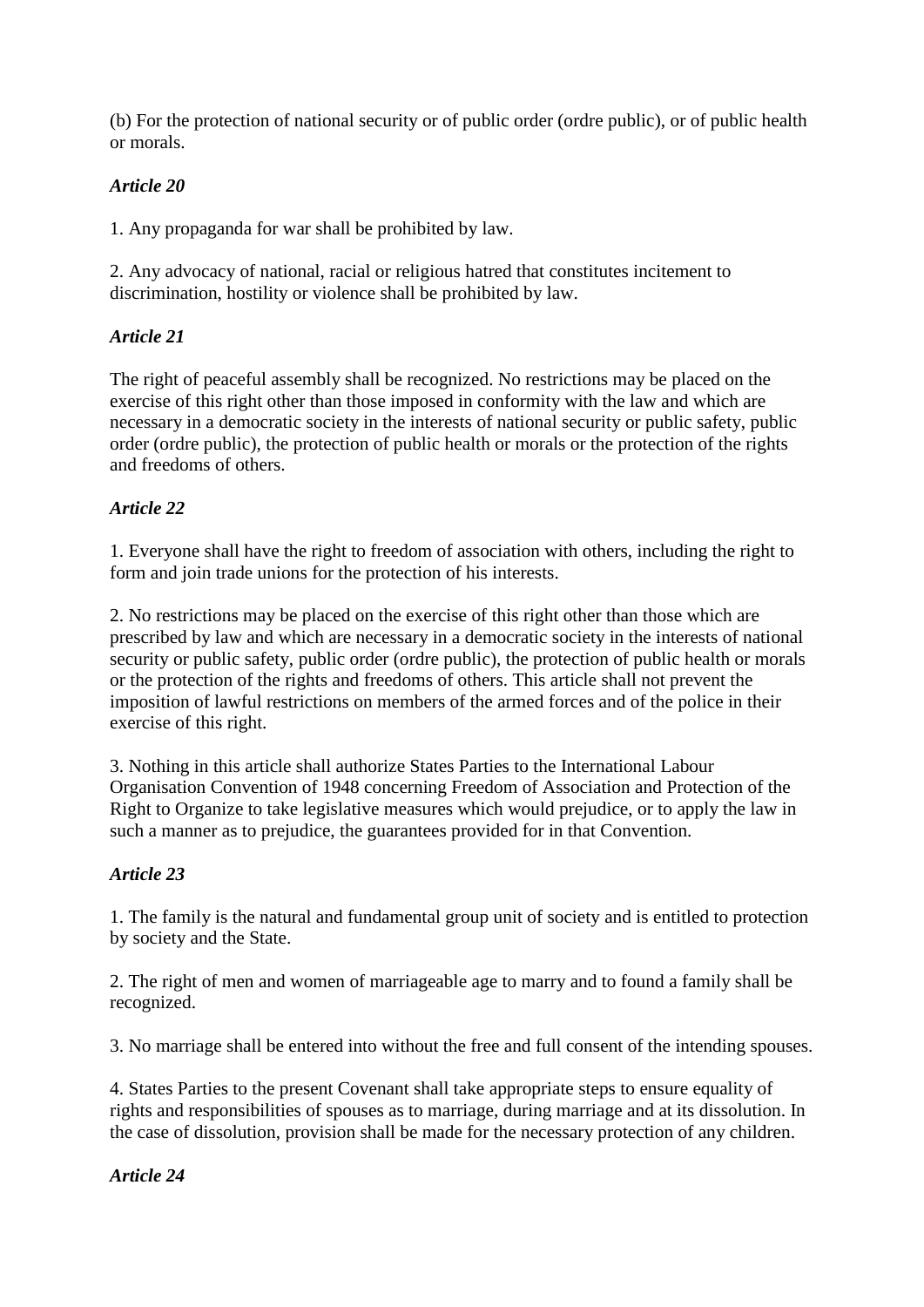(b) For the protection of national security or of public order (ordre public), or of public health or morals.

*Article 20*

1. Any propaganda for war shall be prohibited by law.

2. Any advocacy of national, racial or religious hatred that constitutes incitement to discrimination, hostility or violence shall be prohibited by law.

*Article 21*

The right of peaceful assembly shall be recognized. No restrictions may be placed on the exercise of this right other than those imposed in conformity with the law and which are necessary in a democratic society in the interests of national security or public safety, public order (ordre public), the protection of public health or morals or the protection of the rights and freedoms of others.

*Article 22*

1. Everyone shall have the right to freedom of association with others, including the right to form and join trade unions for the protection of his interests.

2. No restrictions may be placed on the exercise of this right other than those which are prescribed by law and which are necessary in a democratic society in the interests of national security or public safety, public order (ordre public), the protection of public health or morals or the protection of the rights and freedoms of others. This article shall not prevent the imposition of lawful restrictions on members of the armed forces and of the police in their exercise of this right.

3. Nothing in this article shall authorize States Parties to the International Labour Organisation Convention of 1948 concerning Freedom of Association and Protection of the Right to Organize to take legislative measures which would prejudice, or to apply the law in such a manner as to prejudice, the guarantees provided for in that Convention.

*Article 23*

1. The family is the natural and fundamental group unit of society and is entitled to protection by society and the State.

2. The right of men and women of marriageable age to marry and to found a family shall be recognized.

3. No marriage shall be entered into without the free and full consent of the intending spouses.

4. States Parties to the present Covenant shall take appropriate steps to ensure equality of rights and responsibilities of spouses as to marriage, during marriage and at its dissolution. In the case of dissolution, provision shall be made for the necessary protection of any children.

*Article 24*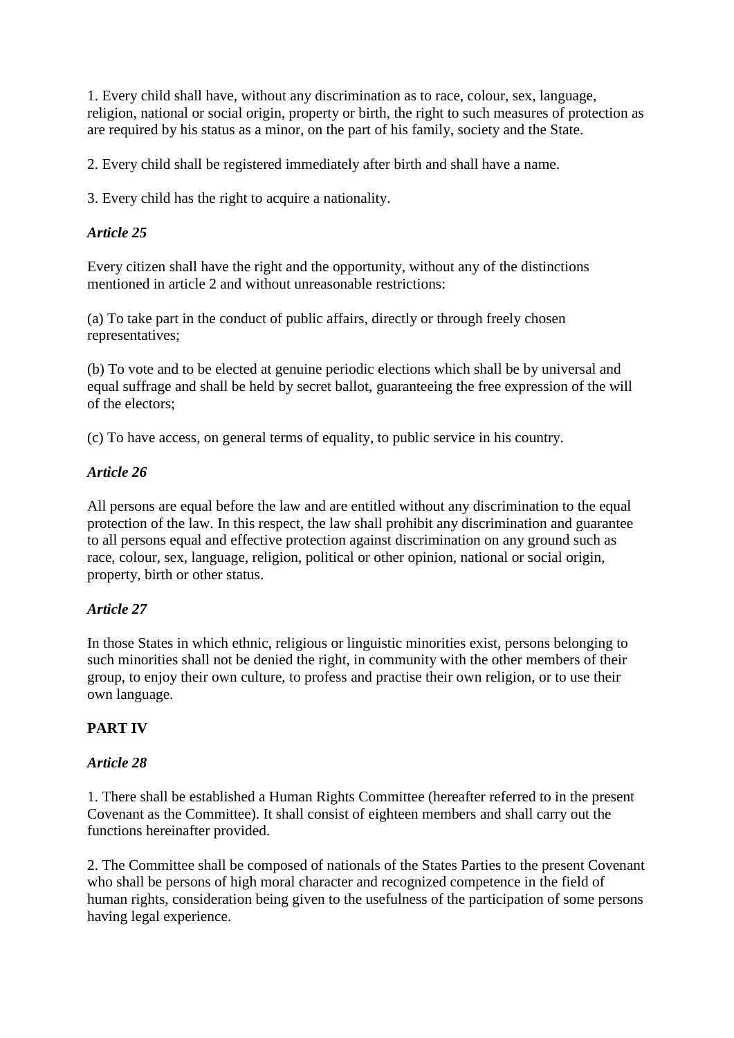1. Every child shall have, without any discrimination as to race, colour, sex, language, religion, national or social origin, property or birth, the right to such measures of protection as are required by his status as a minor, on the part of his family, society and the State.

2. Every child shall be registered immediately after birth and shall have a name.

3. Every child has the right to acquire a nationality.

***Article 25***

Every citizen shall have the right and the opportunity, without any of the distinctions mentioned in article 2 and without unreasonable restrictions:

(a) To take part in the conduct of public affairs, directly or through freely chosen representatives;

(b) To vote and to be elected at genuine periodic elections which shall be by universal and equal suffrage and shall be held by secret ballot, guaranteeing the free expression of the will of the electors;

(c) To have access, on general terms of equality, to public service in his country.

***Article 26***

All persons are equal before the law and are entitled without any discrimination to the equal protection of the law. In this respect, the law shall prohibit any discrimination and guarantee to all persons equal and effective protection against discrimination on any ground such as race, colour, sex, language, religion, political or other opinion, national or social origin, property, birth or other status.

***Article 27***

In those States in which ethnic, religious or linguistic minorities exist, persons belonging to such minorities shall not be denied the right, in community with the other members of their group, to enjoy their own culture, to profess and practise their own religion, or to use their own language.

**PART IV**

***Article 28***

1. There shall be established a Human Rights Committee (hereafter referred to in the present Covenant as the Committee). It shall consist of eighteen members and shall carry out the functions hereinafter provided.

2. The Committee shall be composed of nationals of the States Parties to the present Covenant who shall be persons of high moral character and recognized competence in the field of human rights, consideration being given to the usefulness of the participation of some persons having legal experience.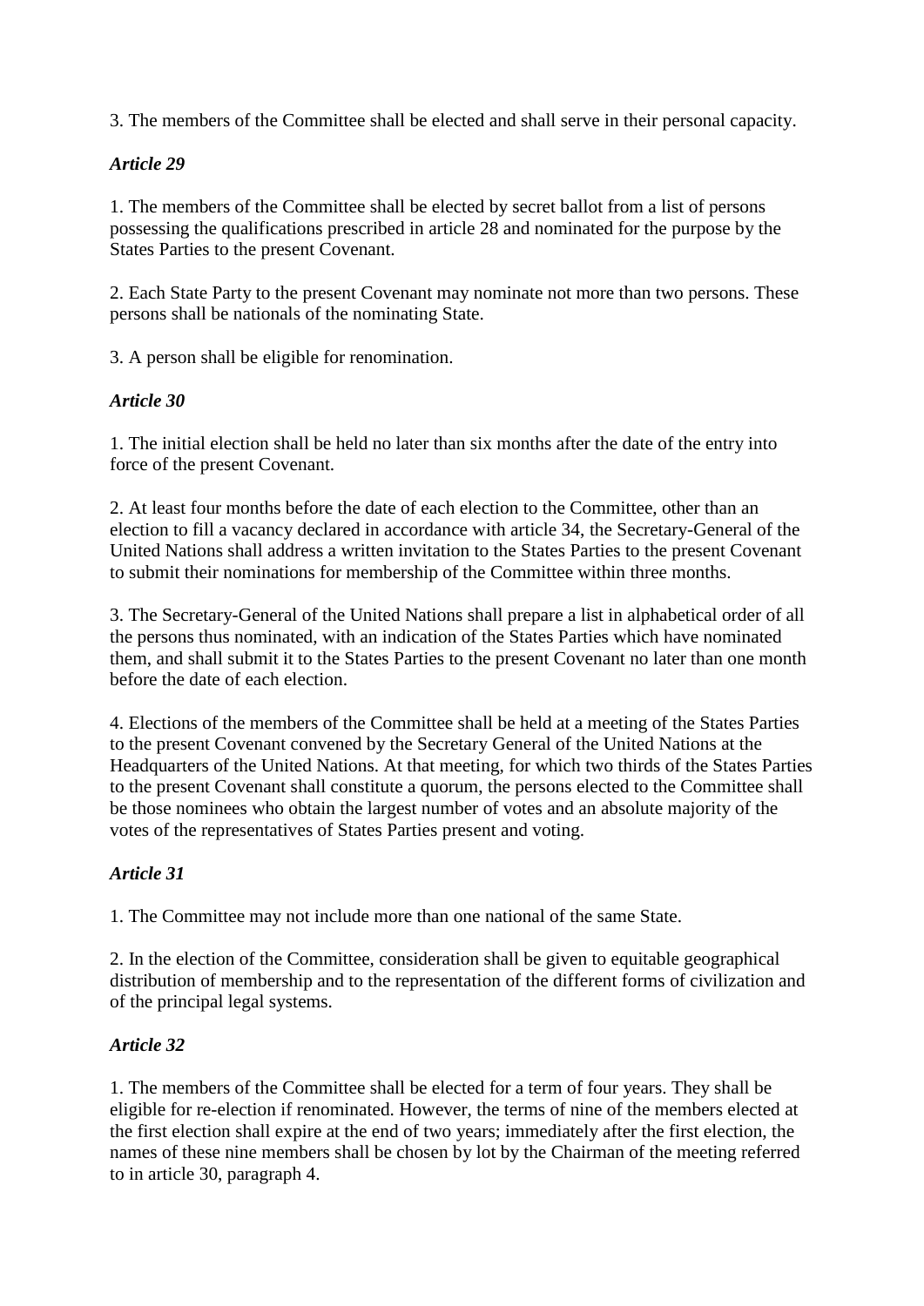3. The members of the Committee shall be elected and shall serve in their personal capacity.

### *Article 29*

1. The members of the Committee shall be elected by secret ballot from a list of persons possessing the qualifications prescribed in article 28 and nominated for the purpose by the States Parties to the present Covenant.

2. Each State Party to the present Covenant may nominate not more than two persons. These persons shall be nationals of the nominating State.

3. A person shall be eligible for renomination.

### *Article 30*

1. The initial election shall be held no later than six months after the date of the entry into force of the present Covenant.

2. At least four months before the date of each election to the Committee, other than an election to fill a vacancy declared in accordance with article 34, the Secretary-General of the United Nations shall address a written invitation to the States Parties to the present Covenant to submit their nominations for membership of the Committee within three months.

3. The Secretary-General of the United Nations shall prepare a list in alphabetical order of all the persons thus nominated, with an indication of the States Parties which have nominated them, and shall submit it to the States Parties to the present Covenant no later than one month before the date of each election.

4. Elections of the members of the Committee shall be held at a meeting of the States Parties to the present Covenant convened by the Secretary General of the United Nations at the Headquarters of the United Nations. At that meeting, for which two thirds of the States Parties to the present Covenant shall constitute a quorum, the persons elected to the Committee shall be those nominees who obtain the largest number of votes and an absolute majority of the votes of the representatives of States Parties present and voting.

### *Article 31*

1. The Committee may not include more than one national of the same State.

2. In the election of the Committee, consideration shall be given to equitable geographical distribution of membership and to the representation of the different forms of civilization and of the principal legal systems.

### *Article 32*

1. The members of the Committee shall be elected for a term of four years. They shall be eligible for re-election if renominated. However, the terms of nine of the members elected at the first election shall expire at the end of two years; immediately after the first election, the names of these nine members shall be chosen by lot by the Chairman of the meeting referred to in article 30, paragraph 4.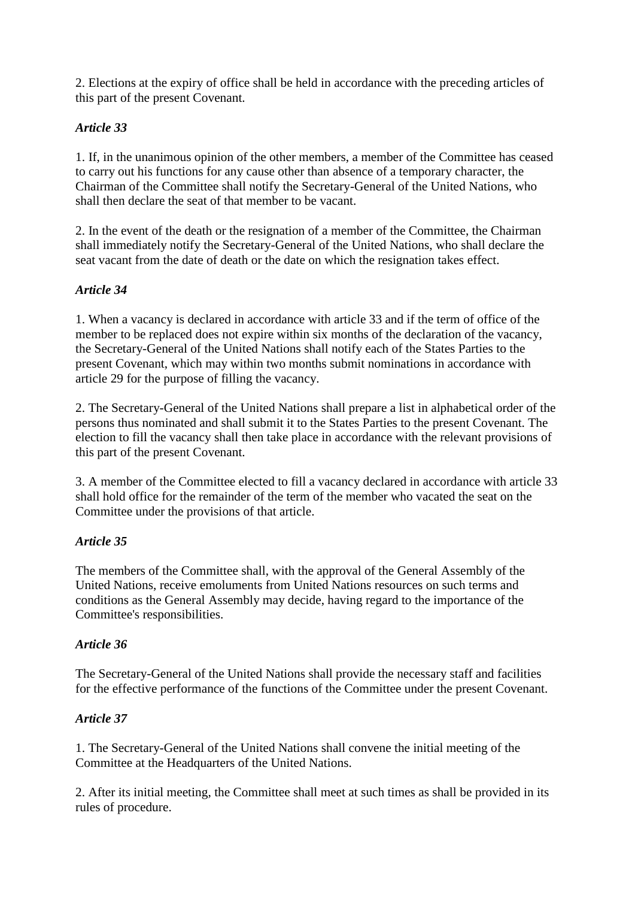2. Elections at the expiry of office shall be held in accordance with the preceding articles of this part of the present Covenant.

***Article 33***

1. If, in the unanimous opinion of the other members, a member of the Committee has ceased to carry out his functions for any cause other than absence of a temporary character, the Chairman of the Committee shall notify the Secretary-General of the United Nations, who shall then declare the seat of that member to be vacant.

2. In the event of the death or the resignation of a member of the Committee, the Chairman shall immediately notify the Secretary-General of the United Nations, who shall declare the seat vacant from the date of death or the date on which the resignation takes effect.

***Article 34***

1. When a vacancy is declared in accordance with article 33 and if the term of office of the member to be replaced does not expire within six months of the declaration of the vacancy, the Secretary-General of the United Nations shall notify each of the States Parties to the present Covenant, which may within two months submit nominations in accordance with article 29 for the purpose of filling the vacancy.

2. The Secretary-General of the United Nations shall prepare a list in alphabetical order of the persons thus nominated and shall submit it to the States Parties to the present Covenant. The election to fill the vacancy shall then take place in accordance with the relevant provisions of this part of the present Covenant.

3. A member of the Committee elected to fill a vacancy declared in accordance with article 33 shall hold office for the remainder of the term of the member who vacated the seat on the Committee under the provisions of that article.

***Article 35***

The members of the Committee shall, with the approval of the General Assembly of the United Nations, receive emoluments from United Nations resources on such terms and conditions as the General Assembly may decide, having regard to the importance of the Committee's responsibilities.

***Article 36***

The Secretary-General of the United Nations shall provide the necessary staff and facilities for the effective performance of the functions of the Committee under the present Covenant.

***Article 37***

1. The Secretary-General of the United Nations shall convene the initial meeting of the Committee at the Headquarters of the United Nations.

2. After its initial meeting, the Committee shall meet at such times as shall be provided in its rules of procedure.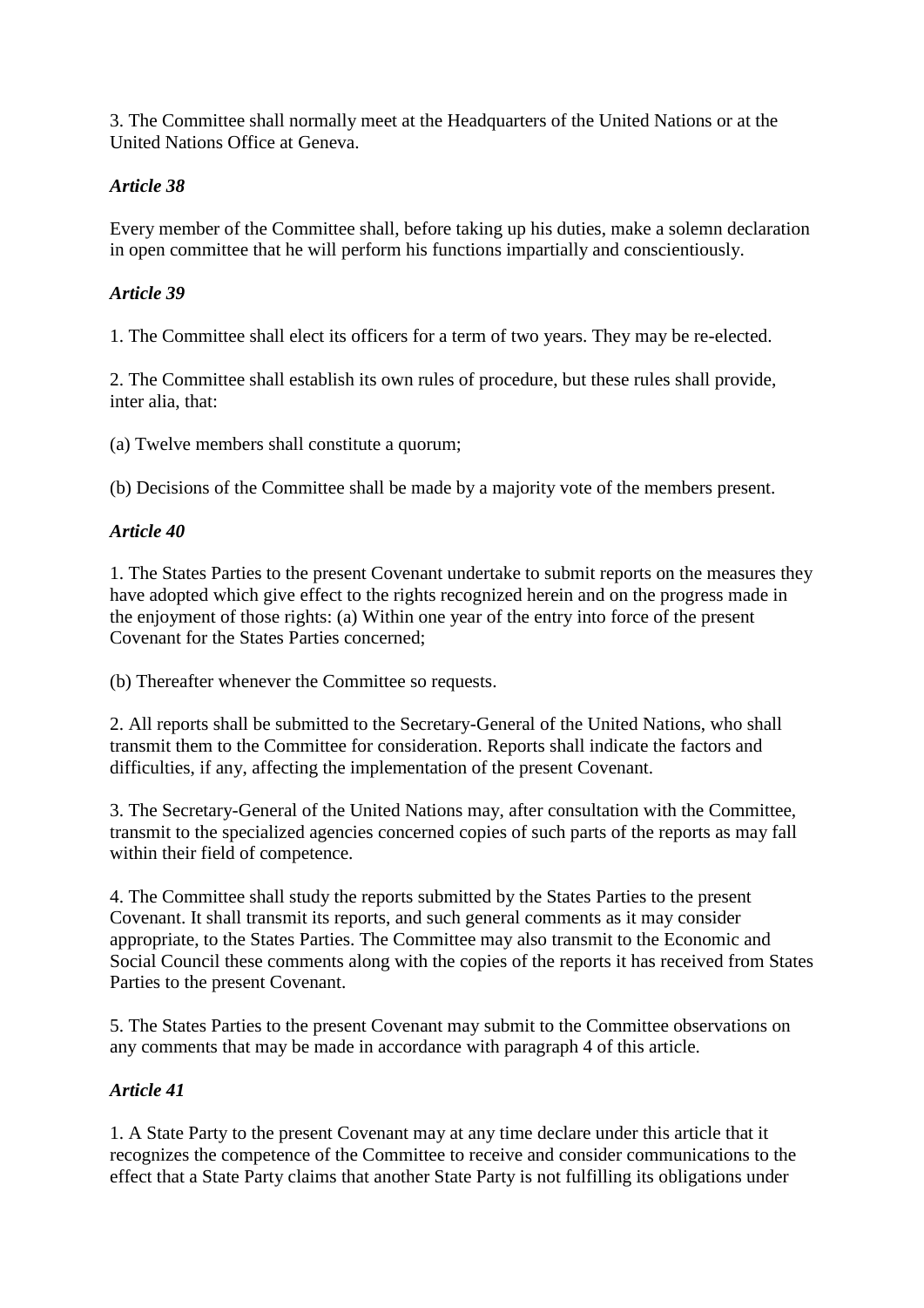3. The Committee shall normally meet at the Headquarters of the United Nations or at the United Nations Office at Geneva.

***Article 38***

Every member of the Committee shall, before taking up his duties, make a solemn declaration in open committee that he will perform his functions impartially and conscientiously.

***Article 39***

1. The Committee shall elect its officers for a term of two years. They may be re-elected.

2. The Committee shall establish its own rules of procedure, but these rules shall provide, inter alia, that:

(a) Twelve members shall constitute a quorum;

(b) Decisions of the Committee shall be made by a majority vote of the members present.

***Article 40***

1. The States Parties to the present Covenant undertake to submit reports on the measures they have adopted which give effect to the rights recognized herein and on the progress made in the enjoyment of those rights: (a) Within one year of the entry into force of the present Covenant for the States Parties concerned;

(b) Thereafter whenever the Committee so requests.

2. All reports shall be submitted to the Secretary-General of the United Nations, who shall transmit them to the Committee for consideration. Reports shall indicate the factors and difficulties, if any, affecting the implementation of the present Covenant.

3. The Secretary-General of the United Nations may, after consultation with the Committee, transmit to the specialized agencies concerned copies of such parts of the reports as may fall within their field of competence.

4. The Committee shall study the reports submitted by the States Parties to the present Covenant. It shall transmit its reports, and such general comments as it may consider appropriate, to the States Parties. The Committee may also transmit to the Economic and Social Council these comments along with the copies of the reports it has received from States Parties to the present Covenant.

5. The States Parties to the present Covenant may submit to the Committee observations on any comments that may be made in accordance with paragraph 4 of this article.

***Article 41***

1. A State Party to the present Covenant may at any time declare under this article that it recognizes the competence of the Committee to receive and consider communications to the effect that a State Party claims that another State Party is not fulfilling its obligations under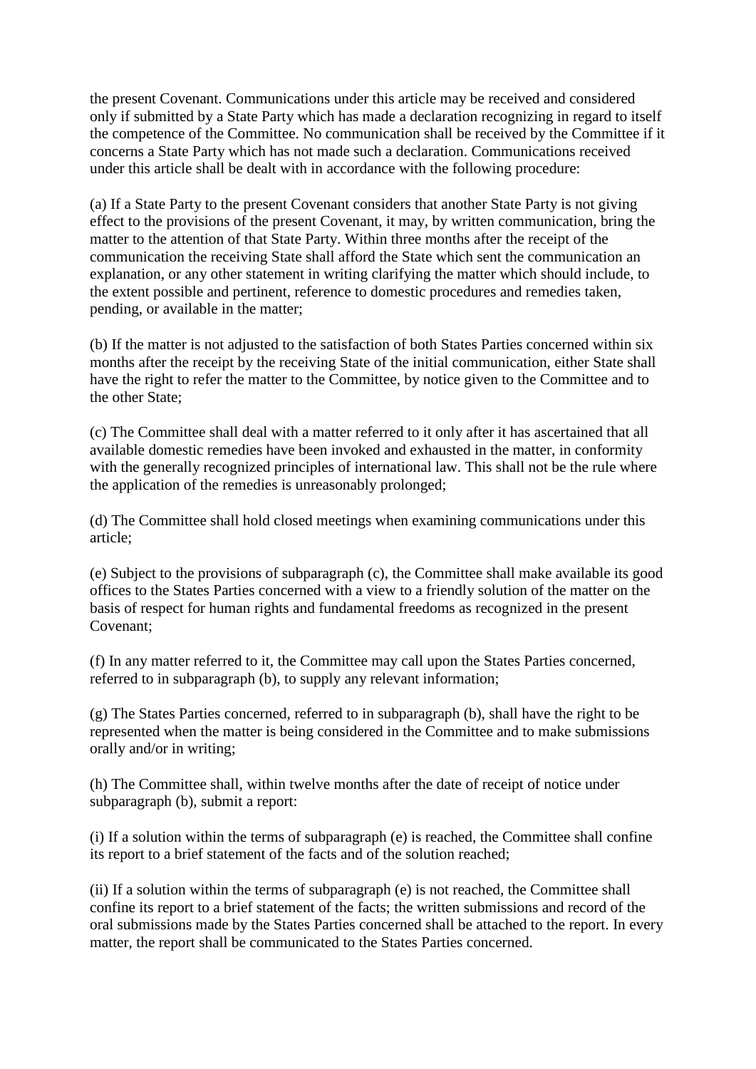the present Covenant. Communications under this article may be received and considered only if submitted by a State Party which has made a declaration recognizing in regard to itself the competence of the Committee. No communication shall be received by the Committee if it concerns a State Party which has not made such a declaration. Communications received under this article shall be dealt with in accordance with the following procedure:

(a) If a State Party to the present Covenant considers that another State Party is not giving effect to the provisions of the present Covenant, it may, by written communication, bring the matter to the attention of that State Party. Within three months after the receipt of the communication the receiving State shall afford the State which sent the communication an explanation, or any other statement in writing clarifying the matter which should include, to the extent possible and pertinent, reference to domestic procedures and remedies taken, pending, or available in the matter;

(b) If the matter is not adjusted to the satisfaction of both States Parties concerned within six months after the receipt by the receiving State of the initial communication, either State shall have the right to refer the matter to the Committee, by notice given to the Committee and to the other State;

(c) The Committee shall deal with a matter referred to it only after it has ascertained that all available domestic remedies have been invoked and exhausted in the matter, in conformity with the generally recognized principles of international law. This shall not be the rule where the application of the remedies is unreasonably prolonged;

(d) The Committee shall hold closed meetings when examining communications under this article;

(e) Subject to the provisions of subparagraph (c), the Committee shall make available its good offices to the States Parties concerned with a view to a friendly solution of the matter on the basis of respect for human rights and fundamental freedoms as recognized in the present Covenant;

(f) In any matter referred to it, the Committee may call upon the States Parties concerned, referred to in subparagraph (b), to supply any relevant information;

(g) The States Parties concerned, referred to in subparagraph (b), shall have the right to be represented when the matter is being considered in the Committee and to make submissions orally and/or in writing;

(h) The Committee shall, within twelve months after the date of receipt of notice under subparagraph (b), submit a report:

(i) If a solution within the terms of subparagraph (e) is reached, the Committee shall confine its report to a brief statement of the facts and of the solution reached;

(ii) If a solution within the terms of subparagraph (e) is not reached, the Committee shall confine its report to a brief statement of the facts; the written submissions and record of the oral submissions made by the States Parties concerned shall be attached to the report. In every matter, the report shall be communicated to the States Parties concerned.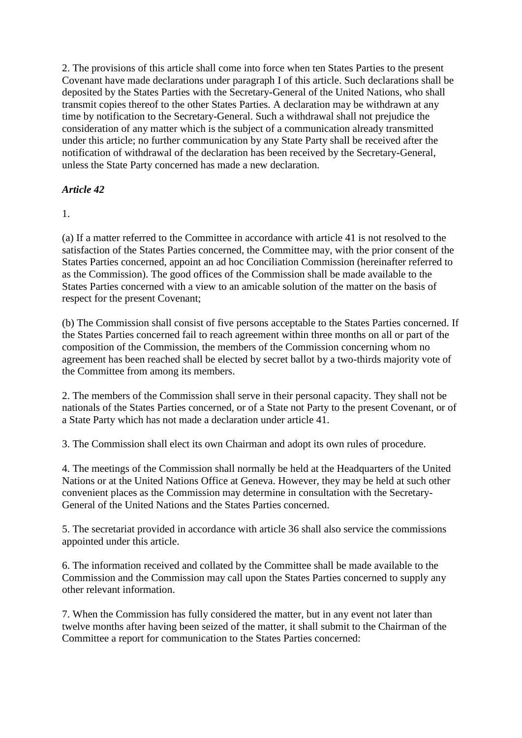2. The provisions of this article shall come into force when ten States Parties to the present Covenant have made declarations under paragraph I of this article. Such declarations shall be deposited by the States Parties with the Secretary-General of the United Nations, who shall transmit copies thereof to the other States Parties. A declaration may be withdrawn at any time by notification to the Secretary-General. Such a withdrawal shall not prejudice the consideration of any matter which is the subject of a communication already transmitted under this article; no further communication by any State Party shall be received after the notification of withdrawal of the declaration has been received by the Secretary-General, unless the State Party concerned has made a new declaration.

### *Article 42*

1.

(a) If a matter referred to the Committee in accordance with article 41 is not resolved to the satisfaction of the States Parties concerned, the Committee may, with the prior consent of the States Parties concerned, appoint an ad hoc Conciliation Commission (hereinafter referred to as the Commission). The good offices of the Commission shall be made available to the States Parties concerned with a view to an amicable solution of the matter on the basis of respect for the present Covenant;

(b) The Commission shall consist of five persons acceptable to the States Parties concerned. If the States Parties concerned fail to reach agreement within three months on all or part of the composition of the Commission, the members of the Commission concerning whom no agreement has been reached shall be elected by secret ballot by a two-thirds majority vote of the Committee from among its members.

2. The members of the Commission shall serve in their personal capacity. They shall not be nationals of the States Parties concerned, or of a State not Party to the present Covenant, or of a State Party which has not made a declaration under article 41.

3. The Commission shall elect its own Chairman and adopt its own rules of procedure.

4. The meetings of the Commission shall normally be held at the Headquarters of the United Nations or at the United Nations Office at Geneva. However, they may be held at such other convenient places as the Commission may determine in consultation with the Secretary-General of the United Nations and the States Parties concerned.

5. The secretariat provided in accordance with article 36 shall also service the commissions appointed under this article.

6. The information received and collated by the Committee shall be made available to the Commission and the Commission may call upon the States Parties concerned to supply any other relevant information.

7. When the Commission has fully considered the matter, but in any event not later than twelve months after having been seized of the matter, it shall submit to the Chairman of the Committee a report for communication to the States Parties concerned: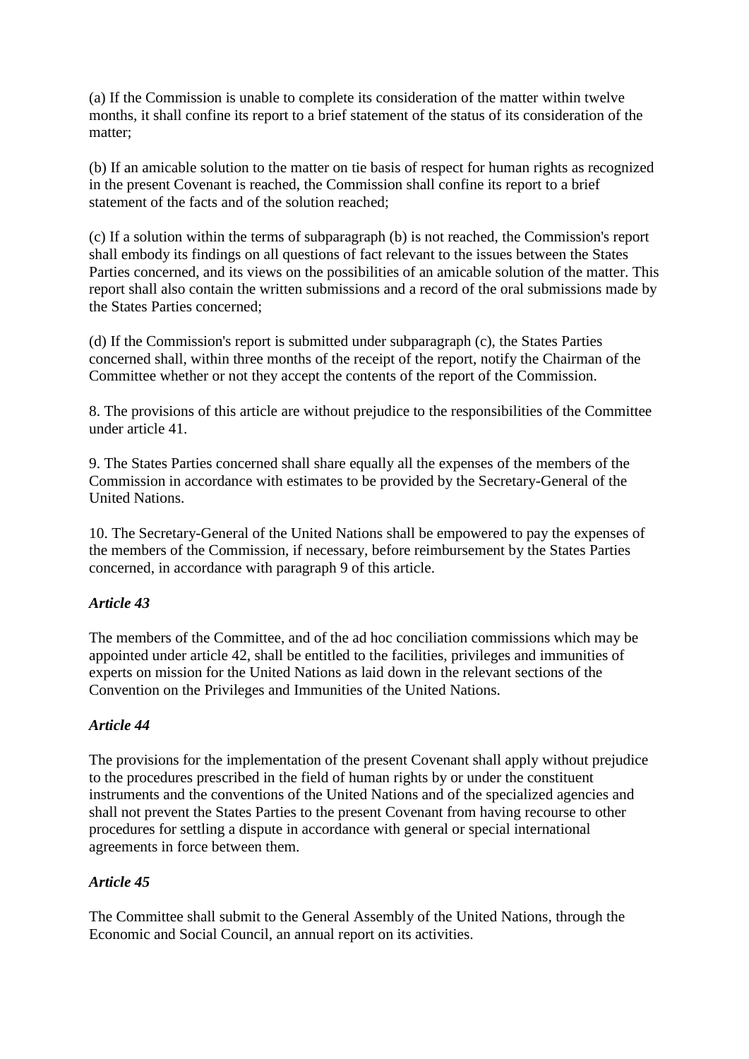(a) If the Commission is unable to complete its consideration of the matter within twelve months, it shall confine its report to a brief statement of the status of its consideration of the matter;

(b) If an amicable solution to the matter on tie basis of respect for human rights as recognized in the present Covenant is reached, the Commission shall confine its report to a brief statement of the facts and of the solution reached;

(c) If a solution within the terms of subparagraph (b) is not reached, the Commission's report shall embody its findings on all questions of fact relevant to the issues between the States Parties concerned, and its views on the possibilities of an amicable solution of the matter. This report shall also contain the written submissions and a record of the oral submissions made by the States Parties concerned;

(d) If the Commission's report is submitted under subparagraph (c), the States Parties concerned shall, within three months of the receipt of the report, notify the Chairman of the Committee whether or not they accept the contents of the report of the Commission.

8. The provisions of this article are without prejudice to the responsibilities of the Committee under article 41.

9. The States Parties concerned shall share equally all the expenses of the members of the Commission in accordance with estimates to be provided by the Secretary-General of the United Nations.

10. The Secretary-General of the United Nations shall be empowered to pay the expenses of the members of the Commission, if necessary, before reimbursement by the States Parties concerned, in accordance with paragraph 9 of this article.

### *Article 43*

The members of the Committee, and of the ad hoc conciliation commissions which may be appointed under article 42, shall be entitled to the facilities, privileges and immunities of experts on mission for the United Nations as laid down in the relevant sections of the Convention on the Privileges and Immunities of the United Nations.

### *Article 44*

The provisions for the implementation of the present Covenant shall apply without prejudice to the procedures prescribed in the field of human rights by or under the constituent instruments and the conventions of the United Nations and of the specialized agencies and shall not prevent the States Parties to the present Covenant from having recourse to other procedures for settling a dispute in accordance with general or special international agreements in force between them.

### *Article 45*

The Committee shall submit to the General Assembly of the United Nations, through the Economic and Social Council, an annual report on its activities.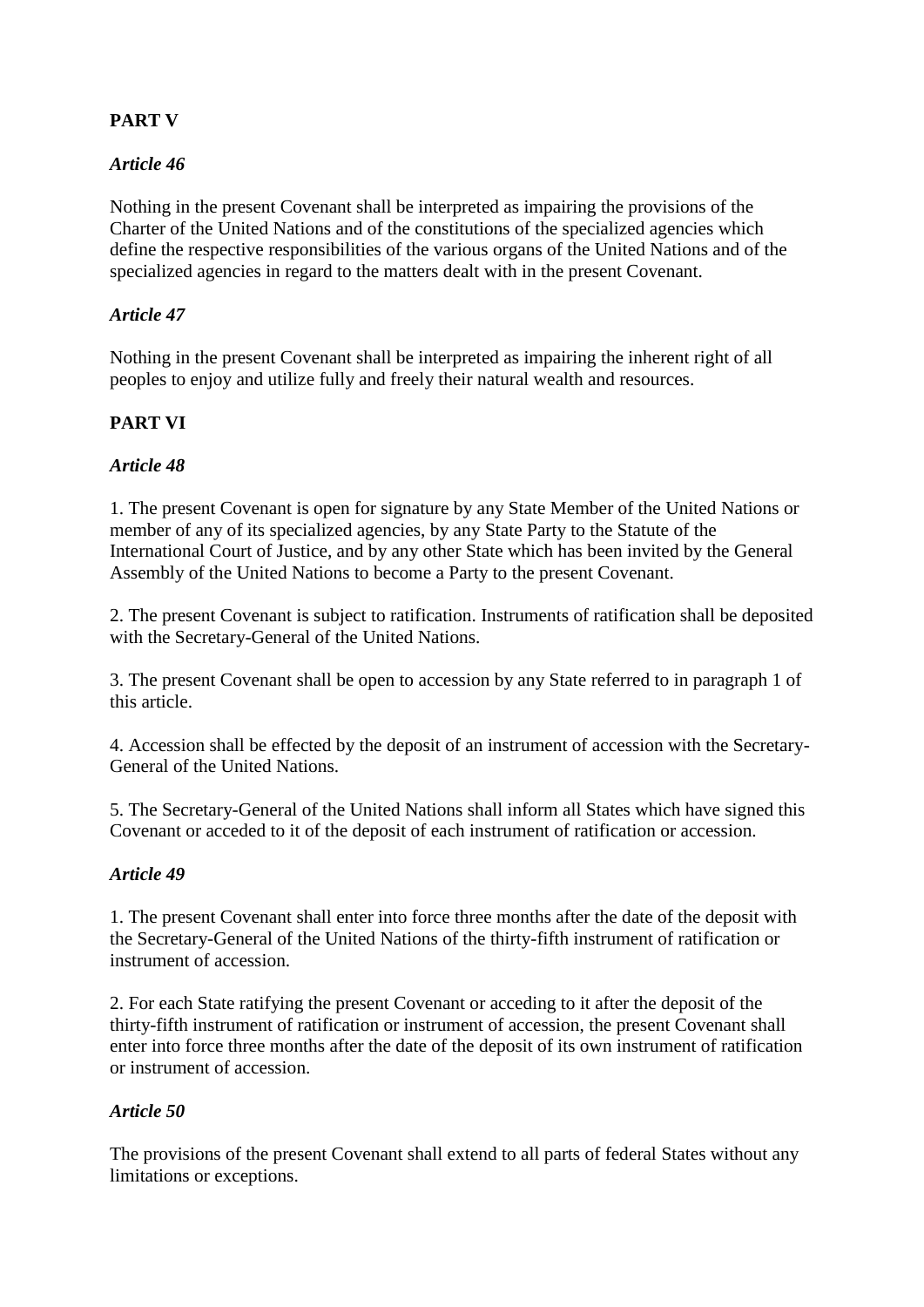## PART V

### *Article 46*

Nothing in the present Covenant shall be interpreted as impairing the provisions of the Charter of the United Nations and of the constitutions of the specialized agencies which define the respective responsibilities of the various organs of the United Nations and of the specialized agencies in regard to the matters dealt with in the present Covenant.

### *Article 47*

Nothing in the present Covenant shall be interpreted as impairing the inherent right of all peoples to enjoy and utilize fully and freely their natural wealth and resources.

## PART VI

### *Article 48*

1. The present Covenant is open for signature by any State Member of the United Nations or member of any of its specialized agencies, by any State Party to the Statute of the International Court of Justice, and by any other State which has been invited by the General Assembly of the United Nations to become a Party to the present Covenant.

2. The present Covenant is subject to ratification. Instruments of ratification shall be deposited with the Secretary-General of the United Nations.

3. The present Covenant shall be open to accession by any State referred to in paragraph 1 of this article.

4. Accession shall be effected by the deposit of an instrument of accession with the Secretary-General of the United Nations.

5. The Secretary-General of the United Nations shall inform all States which have signed this Covenant or acceded to it of the deposit of each instrument of ratification or accession.

### *Article 49*

1. The present Covenant shall enter into force three months after the date of the deposit with the Secretary-General of the United Nations of the thirty-fifth instrument of ratification or instrument of accession.

2. For each State ratifying the present Covenant or acceding to it after the deposit of the thirty-fifth instrument of ratification or instrument of accession, the present Covenant shall enter into force three months after the date of the deposit of its own instrument of ratification or instrument of accession.

### *Article 50*

The provisions of the present Covenant shall extend to all parts of federal States without any limitations or exceptions.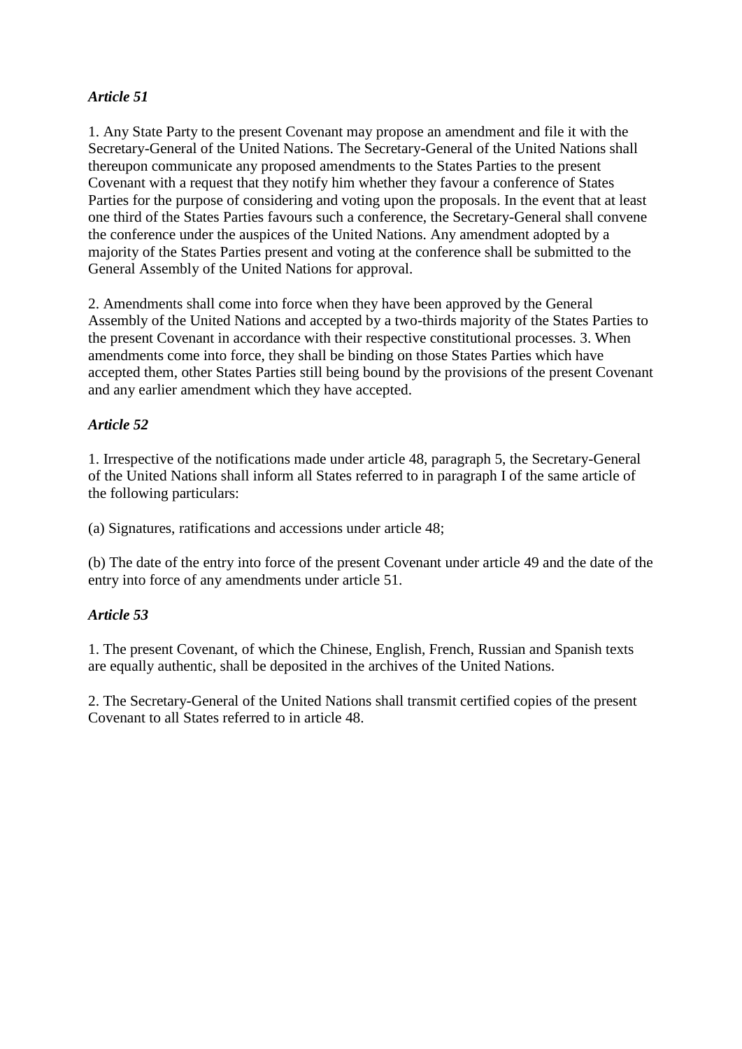***Article 51***

1. Any State Party to the present Covenant may propose an amendment and file it with the Secretary-General of the United Nations. The Secretary-General of the United Nations shall thereupon communicate any proposed amendments to the States Parties to the present Covenant with a request that they notify him whether they favour a conference of States Parties for the purpose of considering and voting upon the proposals. In the event that at least one third of the States Parties favours such a conference, the Secretary-General shall convene the conference under the auspices of the United Nations. Any amendment adopted by a majority of the States Parties present and voting at the conference shall be submitted to the General Assembly of the United Nations for approval.

2. Amendments shall come into force when they have been approved by the General Assembly of the United Nations and accepted by a two-thirds majority of the States Parties to the present Covenant in accordance with their respective constitutional processes. 3. When amendments come into force, they shall be binding on those States Parties which have accepted them, other States Parties still being bound by the provisions of the present Covenant and any earlier amendment which they have accepted.

***Article 52***

1. Irrespective of the notifications made under article 48, paragraph 5, the Secretary-General of the United Nations shall inform all States referred to in paragraph I of the same article of the following particulars:

(a) Signatures, ratifications and accessions under article 48;

(b) The date of the entry into force of the present Covenant under article 49 and the date of the entry into force of any amendments under article 51.

***Article 53***

1. The present Covenant, of which the Chinese, English, French, Russian and Spanish texts are equally authentic, shall be deposited in the archives of the United Nations.

2. The Secretary-General of the United Nations shall transmit certified copies of the present Covenant to all States referred to in article 48.